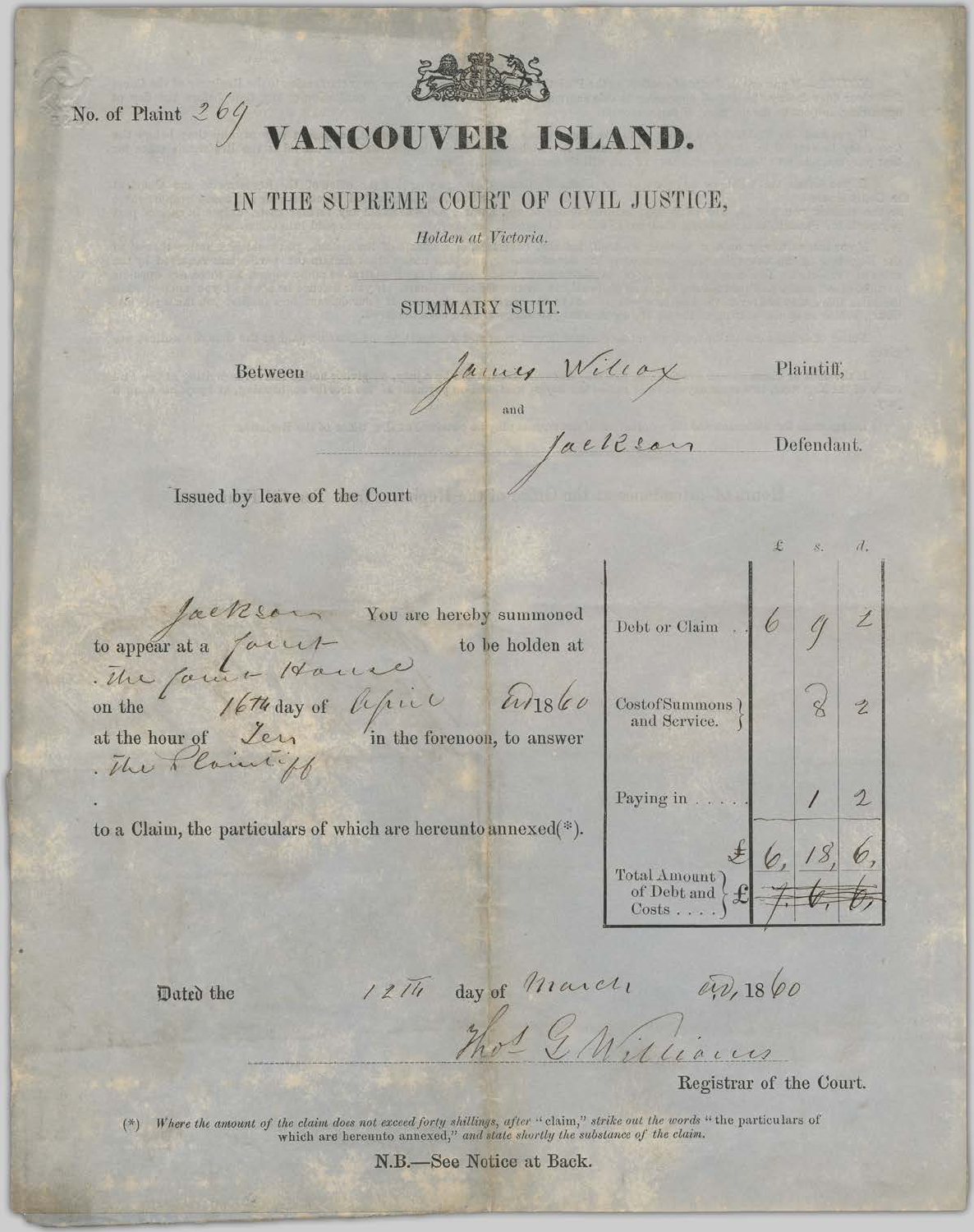No. of Plaint 269

# VANCOUVER ISLAND.

## IN THE SUPREME COURT OF CIVIL JUSTICE,

*Holden at Victoria.*

SUMMARY SUIT.

Between James Wilcox Plaintiff,

and

Jackson Defendant.

Issued by leave of the Court

Jackson You are hereby summoned to appear at a Court to be holden at the Court House on the 16th day of April AD 1860 at the hour of Ten in the forenoon, to answer the Plaintiff to a Claim, the particulars of which are hereunto annexed(*).

| | £ | s. | d. |
|---|---|---|---|
| Debt or Claim | 6 | 9 | 2 |
| Cost of Summons and Service. | | 8 | 2 |
| Paying in | | 1 | 2 |
| | £ 6, | 18, | 6, |
| Total Amount of Debt and Costs | £ ~~7,~~ | ~~6,~~ | ~~6,~~ |

Dated the 12th day of March AD, 1860

Thos G. Williams

Registrar of the Court.

(*) *Where the amount of the claim does not exceed forty shillings, after* "claim," *strike out the words* "the particulars of which are hereunto annexed," *and state shortly the substance of the claim.*

N.B.—See Notice at Back.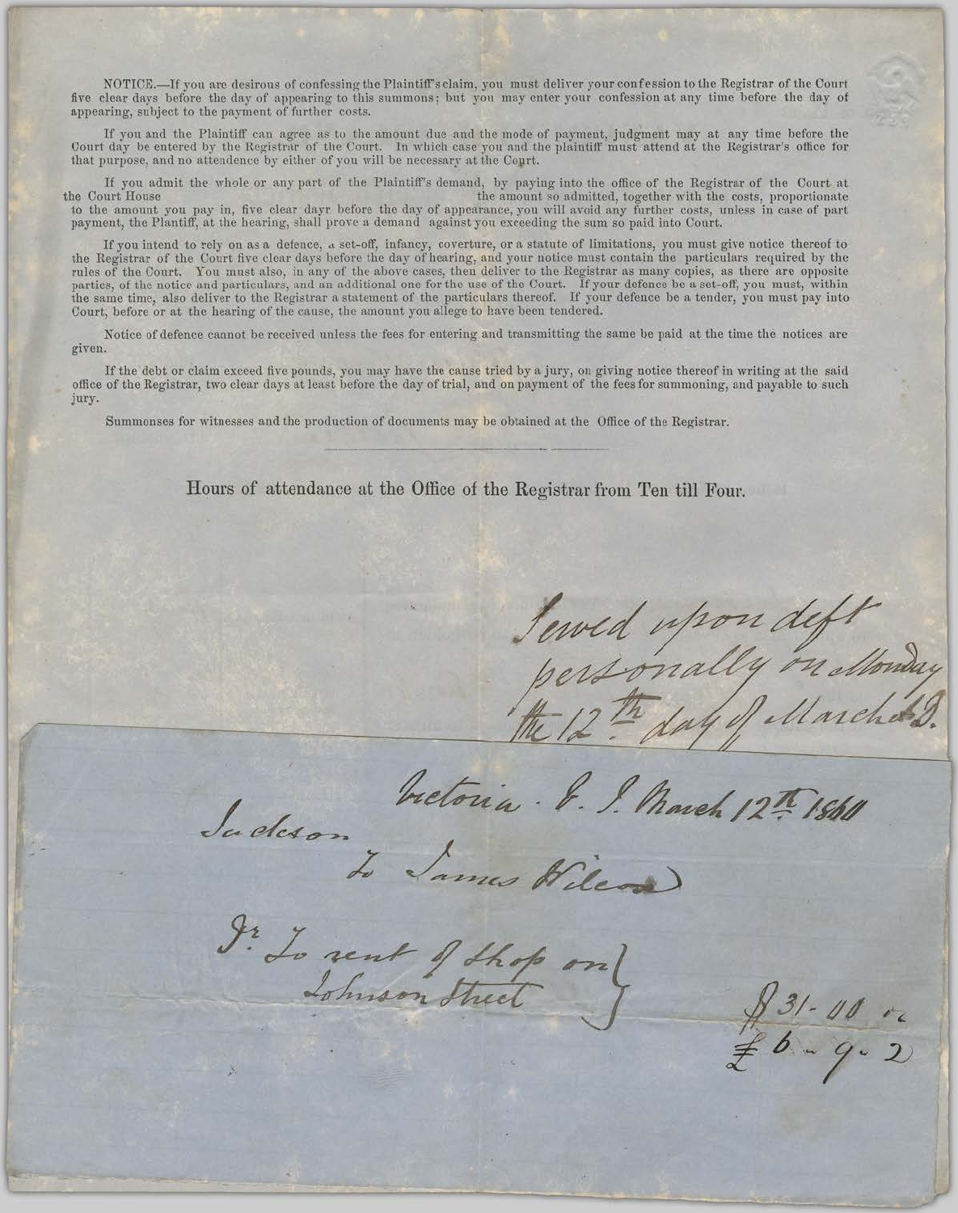NOTICE.—If you are desirous of confessing the Plaintiff's claim, you must deliver your confession to the Registrar of the Court five clear days before the day of appearing to this summons; but you may enter your confession at any time before the day of appearing, subject to the payment of further costs.

If you and the Plaintiff can agree as to the amount due and the mode of payment, judgment may at any time before the Court day be entered by the Registrar of the Court. In which case you and the plaintiff must attend at the Registrar's office for that purpose, and no attendence by either of you will be necessary at the Court.

If you admit the whole or any part of the Plaintiff's demand, by paying into the office of the Registrar of the Court at the Court House the amount so admitted, together with the costs, proportionate to the amount you pay in, five clear dayr before the day of appearance, you will avoid any further costs, unless in case of part payment, the Plantiff, at the hearing, shall prove a demand against you exceeding the sum so paid into Court.

If you intend to rely on as a defence, a set-off, infancy, coverture, or a statute of limitations, you must give notice thereof to the Registrar of the Court five clear days before the day of hearing, and your notice must contain the particulars required by the rules of the Court. You must also, in any of the above cases, then deliver to the Registrar as many copies, as there are opposite parties, of the notice and particulars, and an additional one for the use of the Court. If your defence be a set-off, you must, within the same time, also deliver to the Registrar a statement of the particulars thereof. If your defence be a tender, you must pay into Court, before or at the hearing of the cause, the amount you allege to have been tendered.

Notice of defence cannot be received unless the fees for entering and transmitting the same be paid at the time the notices are given.

If the debt or claim exceed five pounds, you may have the cause tried by a jury, on giving notice thereof in writing at the said office of the Registrar, two clear days at least before the day of trial, and on payment of the fees for summoning, and payable to such jury.

Summonses for witnesses and the production of documents may be obtained at the Office of the Registrar.

---

Hours of attendance at the Office of the Registrar from Ten till Four.

*Served upon deft personally on Monday the 12th day of March A.D.*

*Victoria V. I. March 12th 1860*

*Jackson*
*To James Wilcox*

*Dr. To rent of Shop on Johnson Street* } *$31-00 or £6-9-2*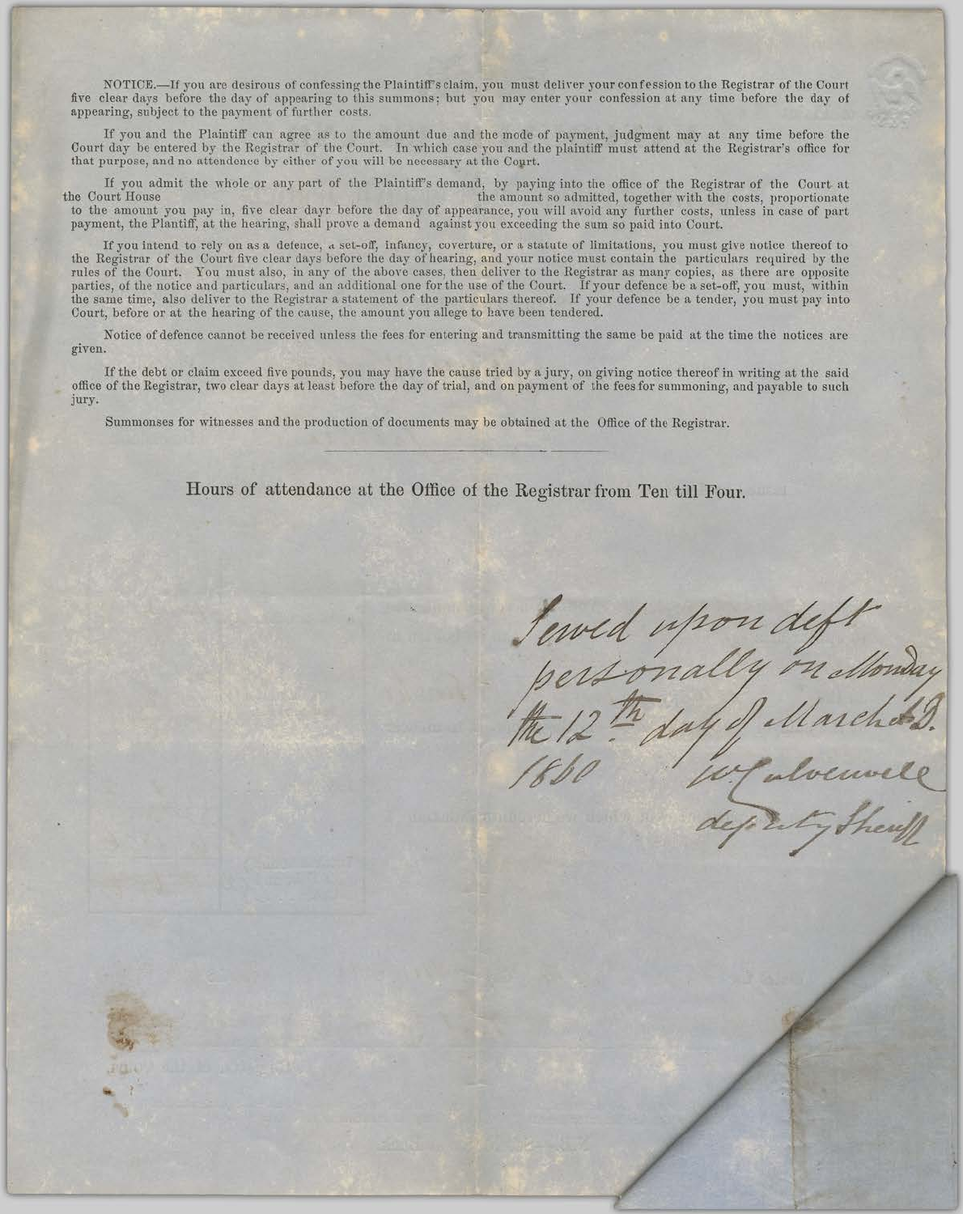NOTICE.—If you are desirous of confessing the Plaintiff's claim, you must deliver your confession to the Registrar of the Court five clear days before the day of appearing to this summons; but you may enter your confession at any time before the day of appearing, subject to the payment of further costs.

If you and the Plaintiff can agree as to the amount due and the mode of payment, judgment may at any time before the Court day be entered by the Registrar of the Court. In which case you and the plaintiff must attend at the Registrar's office for that purpose, and no attendence by either of you will be necessary at the Court.

If you admit the whole or any part of the Plaintiff's demand, by paying into the office of the Registrar of the Court at the Court House the amount so admitted, together with the costs, proportionate to the amount you pay in, five clear dayr before the day of appearance, you will avoid any further costs, unless in case of part payment, the Plantiff, at the hearing, shall prove a demand against you exceeding the sum so paid into Court.

If you intend to rely on as a defence, a set-off, infancy, coverture, or a statute of limitations, you must give notice thereof to the Registrar of the Court five clear days before the day of hearing, and your notice must contain the particulars required by the rules of the Court. You must also, in any of the above cases, then deliver to the Registrar as many copies, as there are opposite parties, of the notice and particulars, and an additional one for the use of the Court. If your defence be a set-off, you must, within the same time, also deliver to the Registrar a statement of the particulars thereof. If your defence be a tender, you must pay into Court, before or at the hearing of the cause, the amount you allege to have been tendered.

Notice of defence cannot be received unless the fees for entering and transmitting the same be paid at the time the notices are given.

If the debt or claim exceed five pounds, you may have the cause tried by a jury, on giving notice thereof in writing at the said office of the Registrar, two clear days at least before the day of trial, and on payment of the fees for summoning, and payable to such jury.

Summonses for witnesses and the production of documents may be obtained at the Office of the Registrar.

---

Hours of attendance at the Office of the Registrar from Ten till Four.

Served upon deft personally on Monday the 12th day of March A.D. 1860 W. Caldwell deputy Sheriff